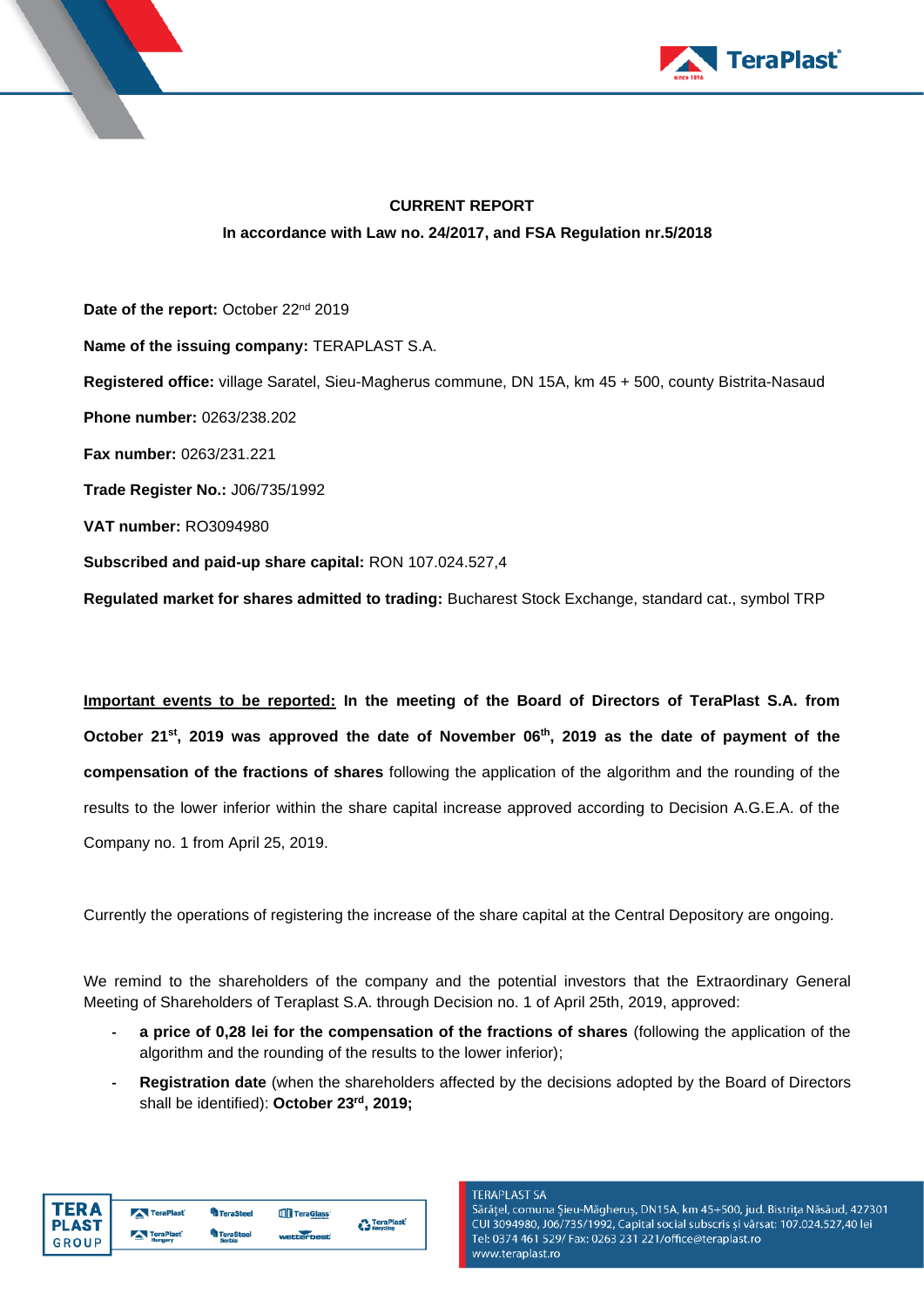**CURRENT REPORT**

**In accordance with Law no. 24/2017, and FSA Regulation nr.5/2018**

**Date of the report:** October 22nd 2019

**Name of the issuing company:** TERAPLAST S.A.

**Registered office:** village Saratel, Sieu-Magherus commune, DN 15A, km 45 + 500, county Bistrita-Nasaud

**Phone number:** 0263/238.202

**Fax number:** 0263/231.221

**Trade Register No.:** J06/735/1992

**VAT number:** RO3094980

**Subscribed and paid-up share capital:** RON 107.024.527,4

**Regulated market for shares admitted to trading:** Bucharest Stock Exchange, standard cat., symbol TRP

**Important events to be reported:** **In the meeting of the Board of Directors of TeraPlast S.A. from October 21st, 2019 was approved the date of November 06th, 2019 as the date of payment of the compensation of the fractions of shares** following the application of the algorithm and the rounding of the results to the lower inferior within the share capital increase approved according to Decision A.G.E.A. of the Company no. 1 from April 25, 2019.

Currently the operations of registering the increase of the share capital at the Central Depository are ongoing.

We remind to the shareholders of the company and the potential investors that the Extraordinary General Meeting of Shareholders of Teraplast S.A. through Decision no. 1 of April 25th, 2019, approved:

- **a price of 0,28 lei for the compensation of the fractions of shares** (following the application of the algorithm and the rounding of the results to the lower inferior);
- **Registration date** (when the shareholders affected by the decisions adopted by the Board of Directors shall be identified): **October 23rd, 2019;**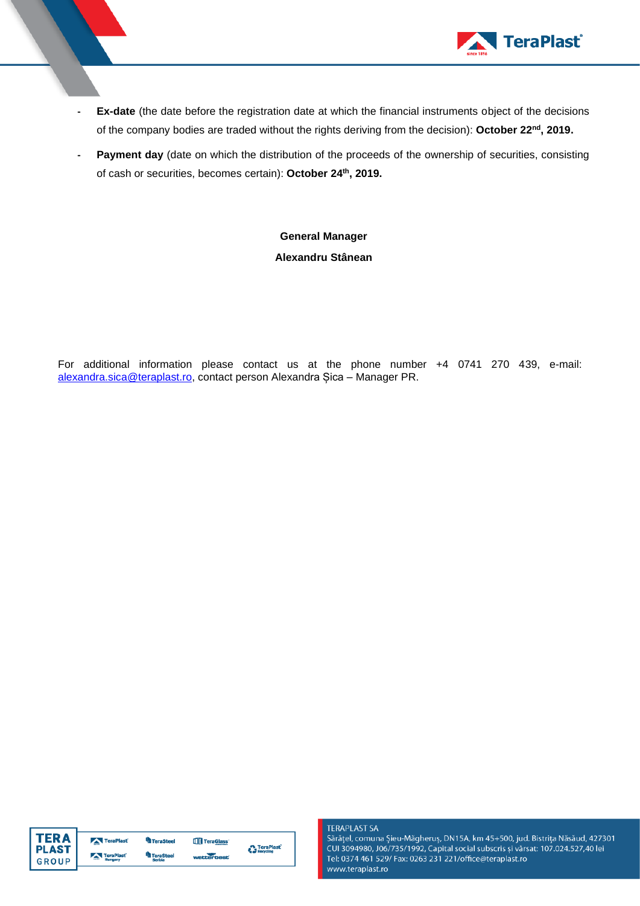- **Ex-date** (the date before the registration date at which the financial instruments object of the decisions of the company bodies are traded without the rights deriving from the decision): **October 22nd, 2019.**
- **Payment day** (date on which the distribution of the proceeds of the ownership of securities, consisting of cash or securities, becomes certain): **October 24th, 2019.**

**General Manager**

**Alexandru Stânean**

For additional information please contact us at the phone number +4 0741 270 439, e-mail: alexandra.sica@teraplast.ro, contact person Alexandra Șica – Manager PR.